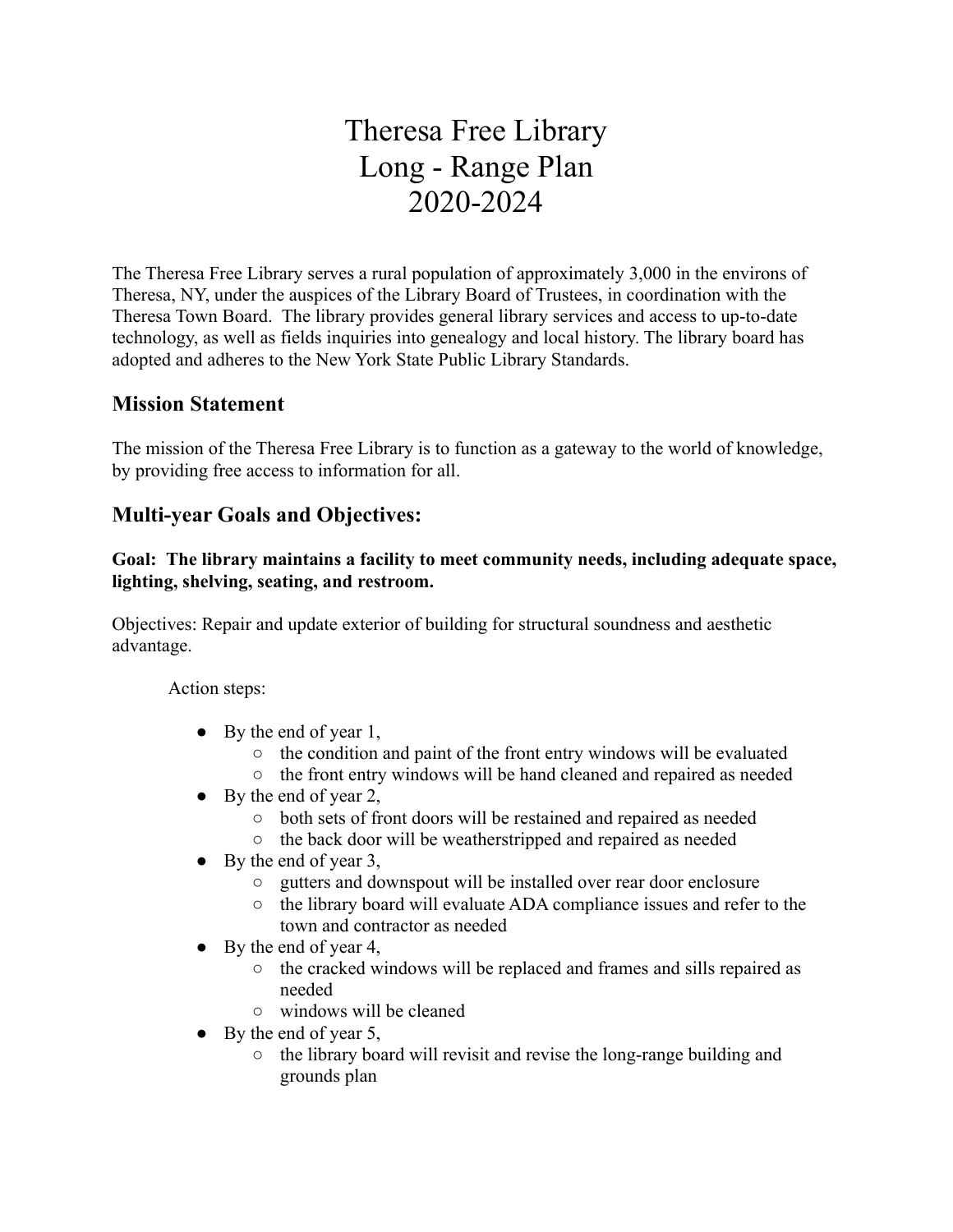# Theresa Free Library
# Long - Range Plan
# 2020-2024

The Theresa Free Library serves a rural population of approximately 3,000 in the environs of Theresa, NY, under the auspices of the Library Board of Trustees, in coordination with the Theresa Town Board. The library provides general library services and access to up-to-date technology, as well as fields inquiries into genealogy and local history. The library board has adopted and adheres to the New York State Public Library Standards.

## Mission Statement

The mission of the Theresa Free Library is to function as a gateway to the world of knowledge, by providing free access to information for all.

## Multi-year Goals and Objectives:

**Goal: The library maintains a facility to meet community needs, including adequate space, lighting, shelving, seating, and restroom.**

Objectives: Repair and update exterior of building for structural soundness and aesthetic advantage.

Action steps:

- By the end of year 1,
  - the condition and paint of the front entry windows will be evaluated
  - the front entry windows will be hand cleaned and repaired as needed
- By the end of year 2,
  - both sets of front doors will be restained and repaired as needed
  - the back door will be weatherstripped and repaired as needed
- By the end of year 3,
  - gutters and downspout will be installed over rear door enclosure
  - the library board will evaluate ADA compliance issues and refer to the town and contractor as needed
- By the end of year 4,
  - the cracked windows will be replaced and frames and sills repaired as needed
  - windows will be cleaned
- By the end of year 5,
  - the library board will revisit and revise the long-range building and grounds plan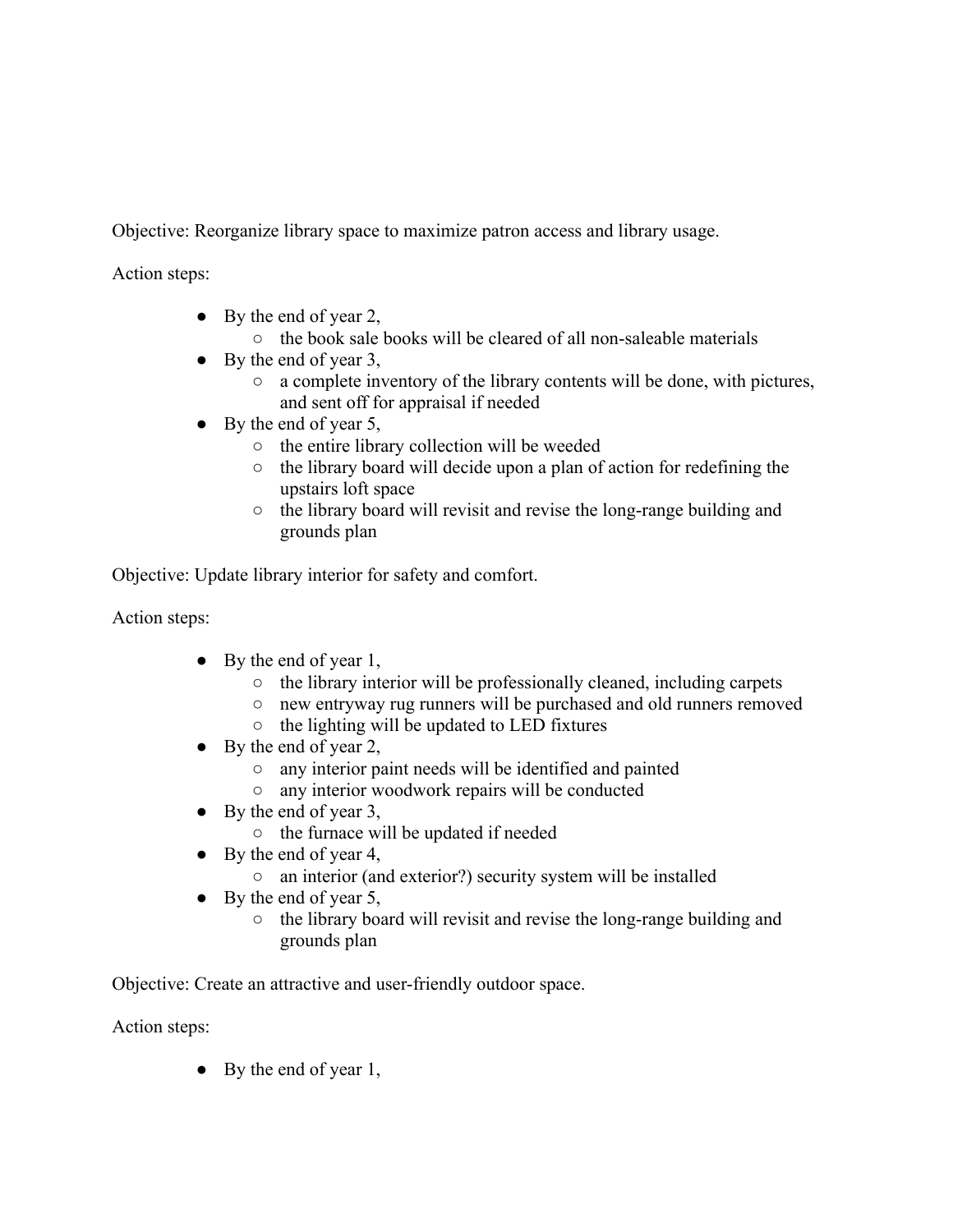Objective: Reorganize library space to maximize patron access and library usage.

Action steps:

- By the end of year 2,
  - the book sale books will be cleared of all non-saleable materials
- By the end of year 3,
  - a complete inventory of the library contents will be done, with pictures, and sent off for appraisal if needed
- By the end of year 5,
  - the entire library collection will be weeded
  - the library board will decide upon a plan of action for redefining the upstairs loft space
  - the library board will revisit and revise the long-range building and grounds plan

Objective: Update library interior for safety and comfort.

Action steps:

- By the end of year 1,
  - the library interior will be professionally cleaned, including carpets
  - new entryway rug runners will be purchased and old runners removed
  - the lighting will be updated to LED fixtures
- By the end of year 2,
  - any interior paint needs will be identified and painted
  - any interior woodwork repairs will be conducted
- By the end of year 3,
  - the furnace will be updated if needed
- By the end of year 4,
  - an interior (and exterior?) security system will be installed
- By the end of year 5,
  - the library board will revisit and revise the long-range building and grounds plan

Objective: Create an attractive and user-friendly outdoor space.

Action steps:

- By the end of year 1,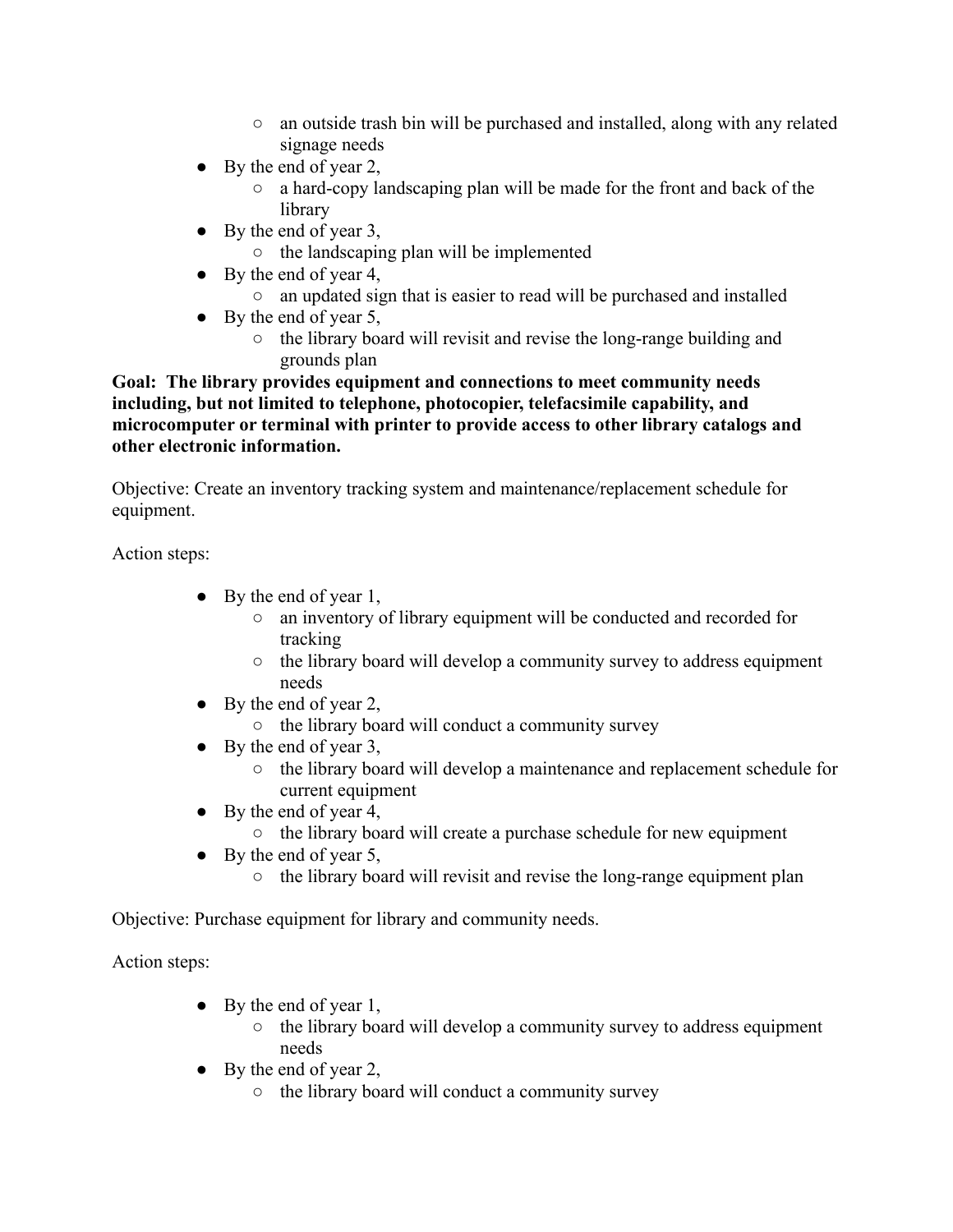- an outside trash bin will be purchased and installed, along with any related signage needs
- By the end of year 2,
    - a hard-copy landscaping plan will be made for the front and back of the library
- By the end of year 3,
    - the landscaping plan will be implemented
- By the end of year 4,
    - an updated sign that is easier to read will be purchased and installed
- By the end of year 5,
    - the library board will revisit and revise the long-range building and grounds plan

**Goal: The library provides equipment and connections to meet community needs including, but not limited to telephone, photocopier, telefacsimile capability, and microcomputer or terminal with printer to provide access to other library catalogs and other electronic information.**

Objective: Create an inventory tracking system and maintenance/replacement schedule for equipment.

Action steps:

- By the end of year 1,
    - an inventory of library equipment will be conducted and recorded for tracking
    - the library board will develop a community survey to address equipment needs
- By the end of year 2,
    - the library board will conduct a community survey
- By the end of year 3,
    - the library board will develop a maintenance and replacement schedule for current equipment
- By the end of year 4,
    - the library board will create a purchase schedule for new equipment
- By the end of year 5,
    - the library board will revisit and revise the long-range equipment plan

Objective: Purchase equipment for library and community needs.

Action steps:

- By the end of year 1,
    - the library board will develop a community survey to address equipment needs
- By the end of year 2,
    - the library board will conduct a community survey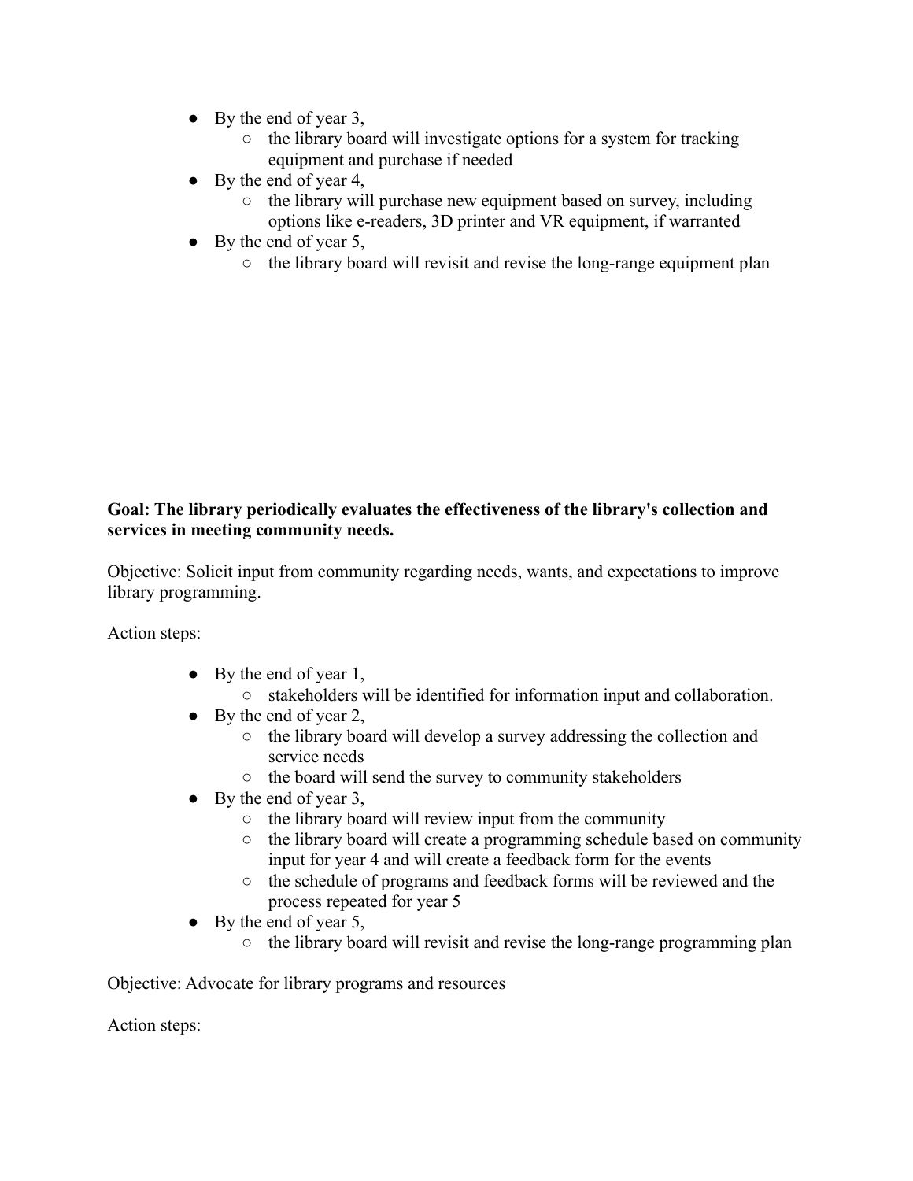- By the end of year 3,
    - the library board will investigate options for a system for tracking equipment and purchase if needed
- By the end of year 4,
    - the library will purchase new equipment based on survey, including options like e-readers, 3D printer and VR equipment, if warranted
- By the end of year 5,
    - the library board will revisit and revise the long-range equipment plan

**Goal: The library periodically evaluates the effectiveness of the library's collection and services in meeting community needs.**

Objective: Solicit input from community regarding needs, wants, and expectations to improve library programming.

Action steps:

- By the end of year 1,
    - stakeholders will be identified for information input and collaboration.
- By the end of year 2,
    - the library board will develop a survey addressing the collection and service needs
    - the board will send the survey to community stakeholders
- By the end of year 3,
    - the library board will review input from the community
    - the library board will create a programming schedule based on community input for year 4 and will create a feedback form for the events
    - the schedule of programs and feedback forms will be reviewed and the process repeated for year 5
- By the end of year 5,
    - the library board will revisit and revise the long-range programming plan

Objective: Advocate for library programs and resources

Action steps: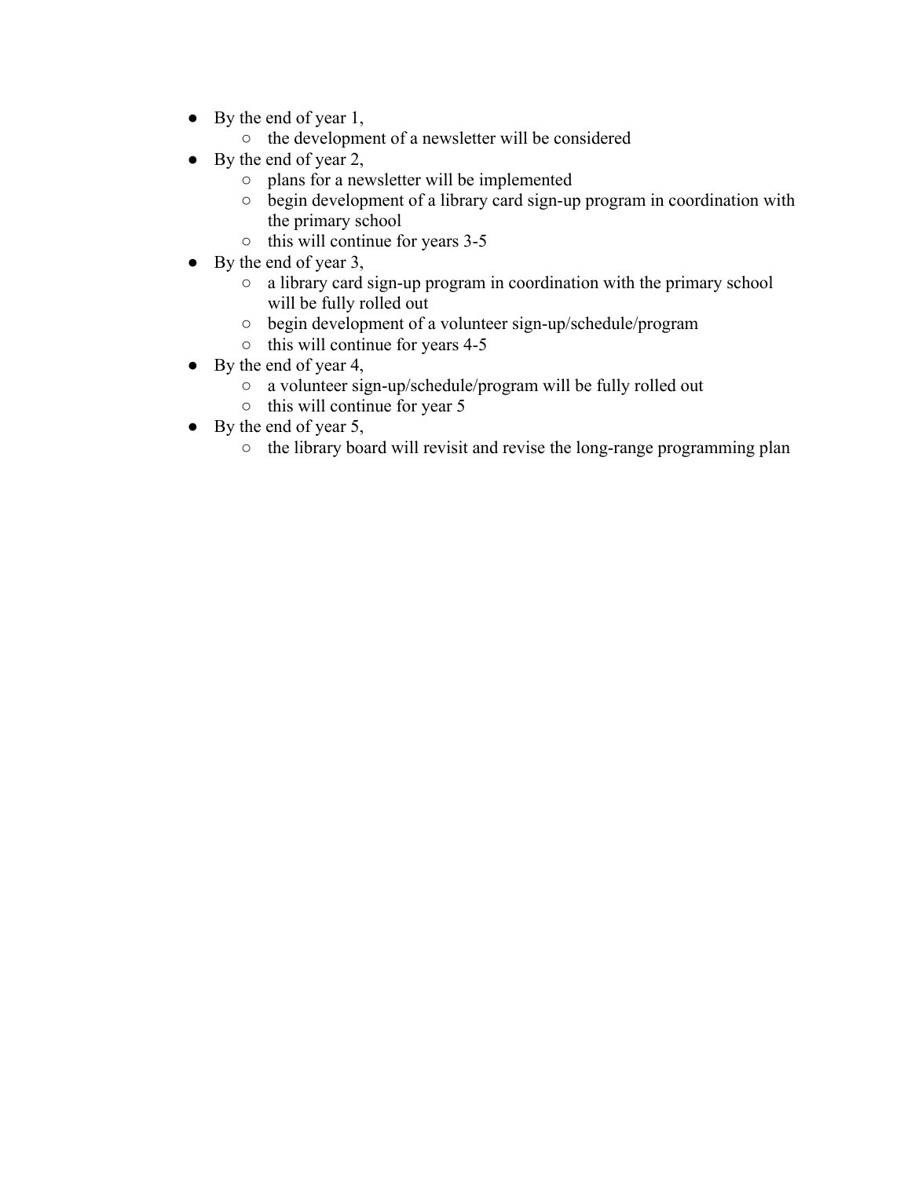- By the end of year 1,
  - the development of a newsletter will be considered
- By the end of year 2,
  - plans for a newsletter will be implemented
  - begin development of a library card sign-up program in coordination with the primary school
  - this will continue for years 3-5
- By the end of year 3,
  - a library card sign-up program in coordination with the primary school will be fully rolled out
  - begin development of a volunteer sign-up/schedule/program
  - this will continue for years 4-5
- By the end of year 4,
  - a volunteer sign-up/schedule/program will be fully rolled out
  - this will continue for year 5
- By the end of year 5,
  - the library board will revisit and revise the long-range programming plan